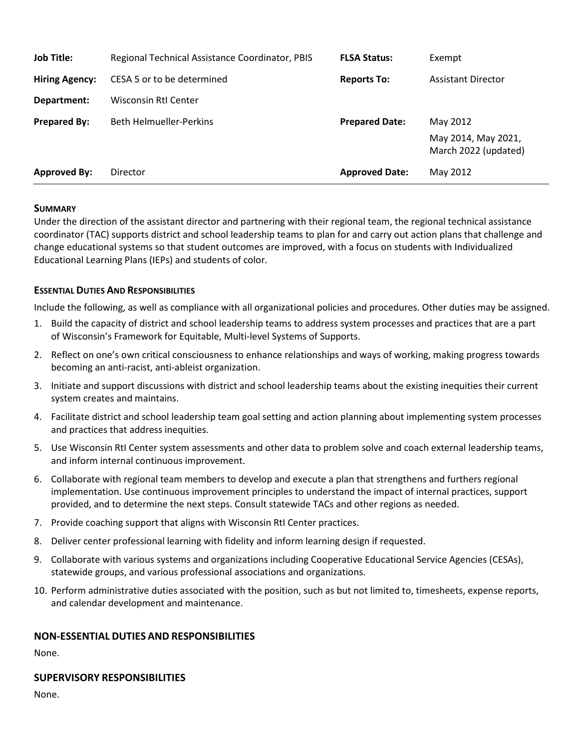| Job Title: | Regional Technical Assistance Coordinator, PBIS | FLSA Status: | Exempt |
|---|---|---|---|
| Hiring Agency: | CESA 5 or to be determined | Reports To: | Assistant Director |
| Department: | Wisconsin RtI Center | | |
| Prepared By: | Beth Helmueller-Perkins | Prepared Date: | May 2012<br>May 2014, May 2021, March 2022 (updated) |
| Approved By: | Director | Approved Date: | May 2012 |

## SUMMARY

Under the direction of the assistant director and partnering with their regional team, the regional technical assistance coordinator (TAC) supports district and school leadership teams to plan for and carry out action plans that challenge and change educational systems so that student outcomes are improved, with a focus on students with Individualized Educational Learning Plans (IEPs) and students of color.

## ESSENTIAL DUTIES AND RESPONSIBILITIES

Include the following, as well as compliance with all organizational policies and procedures. Other duties may be assigned.

1. Build the capacity of district and school leadership teams to address system processes and practices that are a part of Wisconsin's Framework for Equitable, Multi-level Systems of Supports.
2. Reflect on one's own critical consciousness to enhance relationships and ways of working, making progress towards becoming an anti-racist, anti-ableist organization.
3. Initiate and support discussions with district and school leadership teams about the existing inequities their current system creates and maintains.
4. Facilitate district and school leadership team goal setting and action planning about implementing system processes and practices that address inequities.
5. Use Wisconsin RtI Center system assessments and other data to problem solve and coach external leadership teams, and inform internal continuous improvement.
6. Collaborate with regional team members to develop and execute a plan that strengthens and furthers regional implementation. Use continuous improvement principles to understand the impact of internal practices, support provided, and to determine the next steps. Consult statewide TACs and other regions as needed.
7. Provide coaching support that aligns with Wisconsin RtI Center practices.
8. Deliver center professional learning with fidelity and inform learning design if requested.
9. Collaborate with various systems and organizations including Cooperative Educational Service Agencies (CESAs), statewide groups, and various professional associations and organizations.
10. Perform administrative duties associated with the position, such as but not limited to, timesheets, expense reports, and calendar development and maintenance.

## NON-ESSENTIAL DUTIES AND RESPONSIBILITIES

None.

## SUPERVISORY RESPONSIBILITIES

None.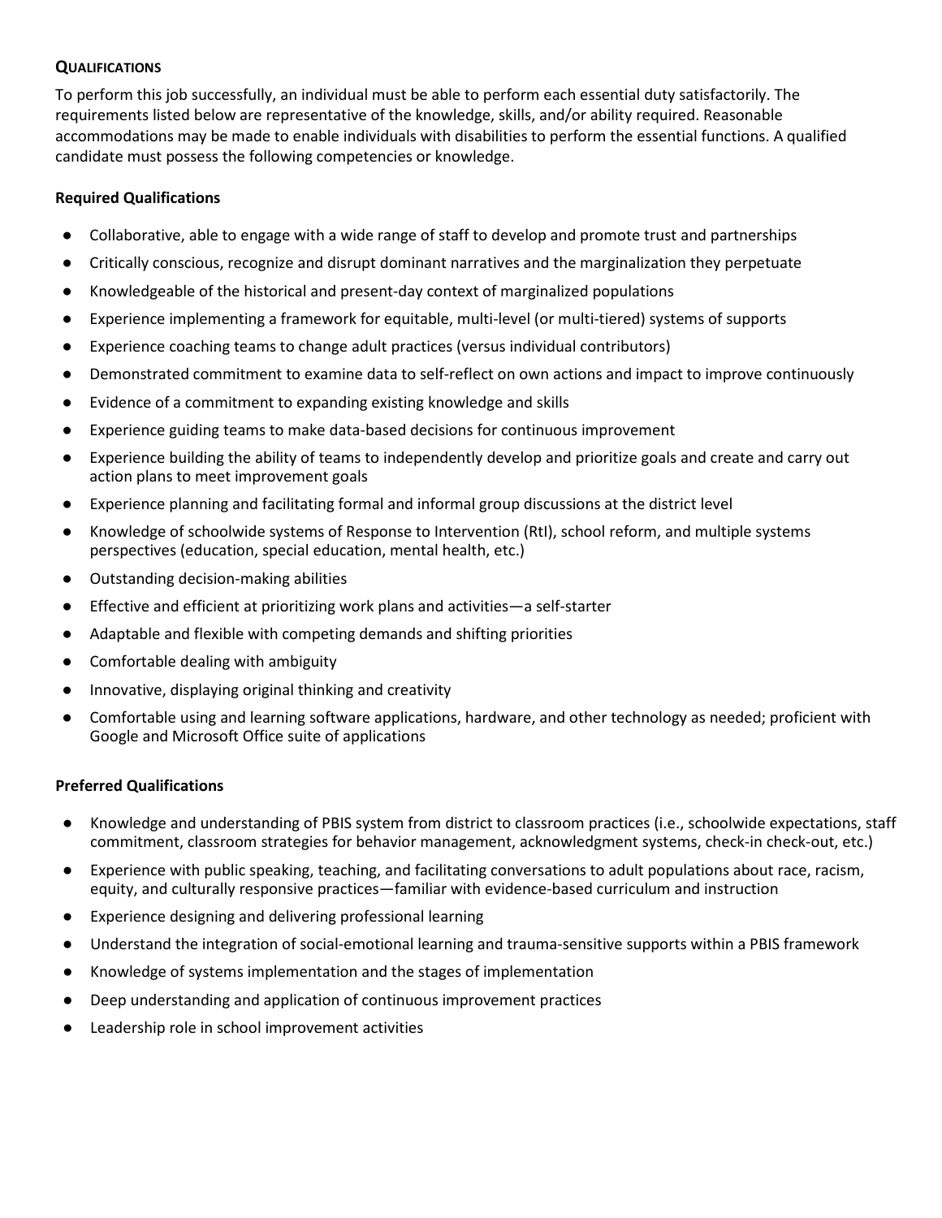## Qualifications

To perform this job successfully, an individual must be able to perform each essential duty satisfactorily. The requirements listed below are representative of the knowledge, skills, and/or ability required. Reasonable accommodations may be made to enable individuals with disabilities to perform the essential functions. A qualified candidate must possess the following competencies or knowledge.

### Required Qualifications

- Collaborative, able to engage with a wide range of staff to develop and promote trust and partnerships
- Critically conscious, recognize and disrupt dominant narratives and the marginalization they perpetuate
- Knowledgeable of the historical and present-day context of marginalized populations
- Experience implementing a framework for equitable, multi-level (or multi-tiered) systems of supports
- Experience coaching teams to change adult practices (versus individual contributors)
- Demonstrated commitment to examine data to self-reflect on own actions and impact to improve continuously
- Evidence of a commitment to expanding existing knowledge and skills
- Experience guiding teams to make data-based decisions for continuous improvement
- Experience building the ability of teams to independently develop and prioritize goals and create and carry out action plans to meet improvement goals
- Experience planning and facilitating formal and informal group discussions at the district level
- Knowledge of schoolwide systems of Response to Intervention (RtI), school reform, and multiple systems perspectives (education, special education, mental health, etc.)
- Outstanding decision-making abilities
- Effective and efficient at prioritizing work plans and activities—a self-starter
- Adaptable and flexible with competing demands and shifting priorities
- Comfortable dealing with ambiguity
- Innovative, displaying original thinking and creativity
- Comfortable using and learning software applications, hardware, and other technology as needed; proficient with Google and Microsoft Office suite of applications

### Preferred Qualifications

- Knowledge and understanding of PBIS system from district to classroom practices (i.e., schoolwide expectations, staff commitment, classroom strategies for behavior management, acknowledgment systems, check-in check-out, etc.)
- Experience with public speaking, teaching, and facilitating conversations to adult populations about race, racism, equity, and culturally responsive practices—familiar with evidence-based curriculum and instruction
- Experience designing and delivering professional learning
- Understand the integration of social-emotional learning and trauma-sensitive supports within a PBIS framework
- Knowledge of systems implementation and the stages of implementation
- Deep understanding and application of continuous improvement practices
- Leadership role in school improvement activities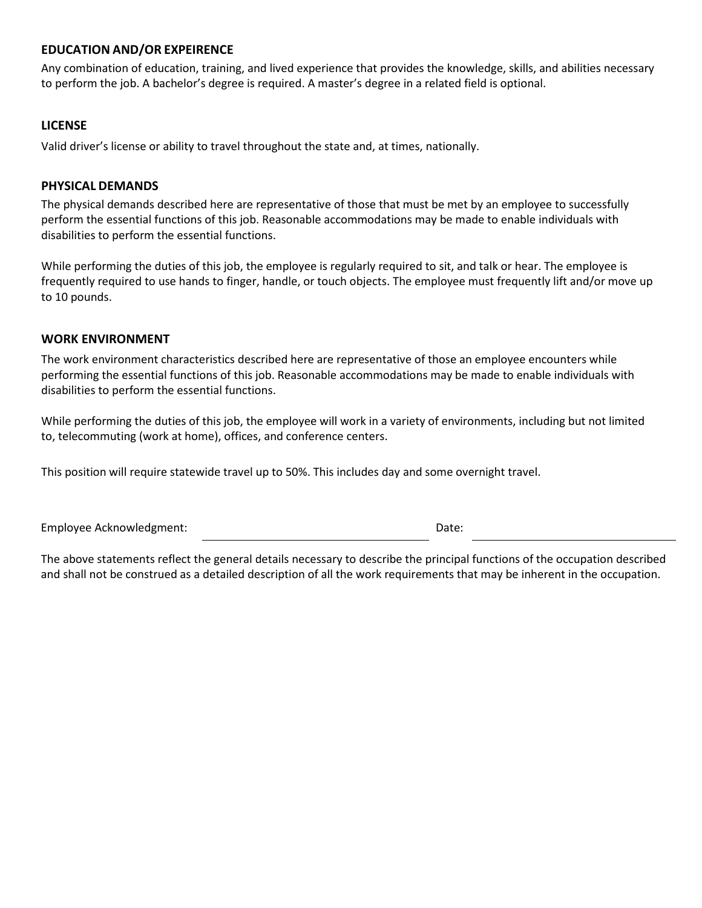## EDUCATION AND/OR EXPEIRENCE

Any combination of education, training, and lived experience that provides the knowledge, skills, and abilities necessary to perform the job. A bachelor's degree is required. A master's degree in a related field is optional.

## LICENSE

Valid driver's license or ability to travel throughout the state and, at times, nationally.

## PHYSICAL DEMANDS

The physical demands described here are representative of those that must be met by an employee to successfully perform the essential functions of this job. Reasonable accommodations may be made to enable individuals with disabilities to perform the essential functions.

While performing the duties of this job, the employee is regularly required to sit, and talk or hear. The employee is frequently required to use hands to finger, handle, or touch objects. The employee must frequently lift and/or move up to 10 pounds.

## WORK ENVIRONMENT

The work environment characteristics described here are representative of those an employee encounters while performing the essential functions of this job. Reasonable accommodations may be made to enable individuals with disabilities to perform the essential functions.

While performing the duties of this job, the employee will work in a variety of environments, including but not limited to, telecommuting (work at home), offices, and conference centers.

This position will require statewide travel up to 50%. This includes day and some overnight travel.

Employee Acknowledgment: ______________________________ Date: ____________________________

The above statements reflect the general details necessary to describe the principal functions of the occupation described and shall not be construed as a detailed description of all the work requirements that may be inherent in the occupation.